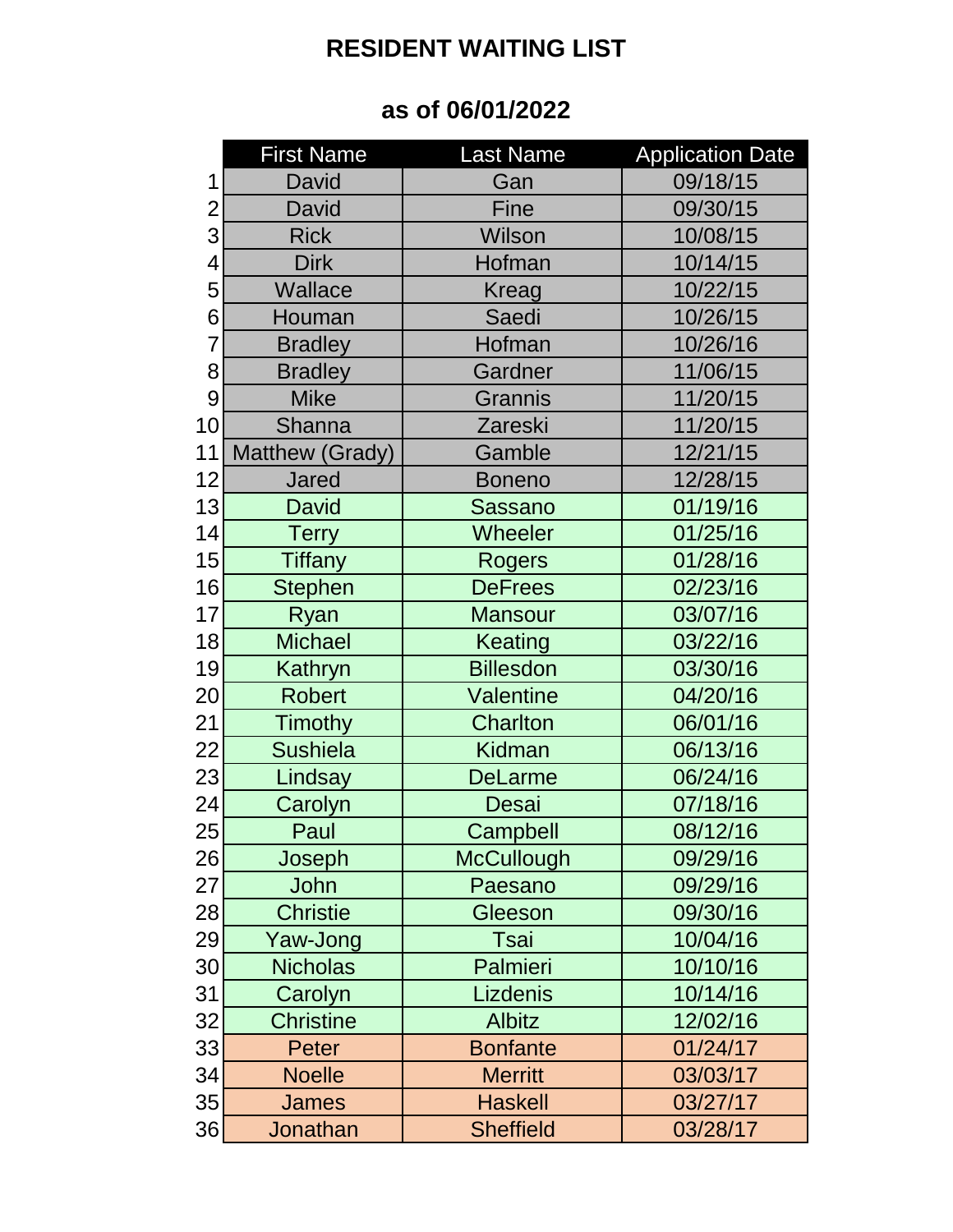# RESIDENT WAITING LIST

## as of 06/01/2022

| | First Name | Last Name | Application Date |
|---|---|---|---|
| 1 | David | Gan | 09/18/15 |
| 2 | David | Fine | 09/30/15 |
| 3 | Rick | Wilson | 10/08/15 |
| 4 | Dirk | Hofman | 10/14/15 |
| 5 | Wallace | Kreag | 10/22/15 |
| 6 | Houman | Saedi | 10/26/15 |
| 7 | Bradley | Hofman | 10/26/16 |
| 8 | Bradley | Gardner | 11/06/15 |
| 9 | Mike | Grannis | 11/20/15 |
| 10 | Shanna | Zareski | 11/20/15 |
| 11 | Matthew (Grady) | Gamble | 12/21/15 |
| 12 | Jared | Boneno | 12/28/15 |
| 13 | David | Sassano | 01/19/16 |
| 14 | Terry | Wheeler | 01/25/16 |
| 15 | Tiffany | Rogers | 01/28/16 |
| 16 | Stephen | DeFrees | 02/23/16 |
| 17 | Ryan | Mansour | 03/07/16 |
| 18 | Michael | Keating | 03/22/16 |
| 19 | Kathryn | Billesdon | 03/30/16 |
| 20 | Robert | Valentine | 04/20/16 |
| 21 | Timothy | Charlton | 06/01/16 |
| 22 | Sushiela | Kidman | 06/13/16 |
| 23 | Lindsay | DeLarme | 06/24/16 |
| 24 | Carolyn | Desai | 07/18/16 |
| 25 | Paul | Campbell | 08/12/16 |
| 26 | Joseph | McCullough | 09/29/16 |
| 27 | John | Paesano | 09/29/16 |
| 28 | Christie | Gleeson | 09/30/16 |
| 29 | Yaw-Jong | Tsai | 10/04/16 |
| 30 | Nicholas | Palmieri | 10/10/16 |
| 31 | Carolyn | Lizdenis | 10/14/16 |
| 32 | Christine | Albitz | 12/02/16 |
| 33 | Peter | Bonfante | 01/24/17 |
| 34 | Noelle | Merritt | 03/03/17 |
| 35 | James | Haskell | 03/27/17 |
| 36 | Jonathan | Sheffield | 03/28/17 |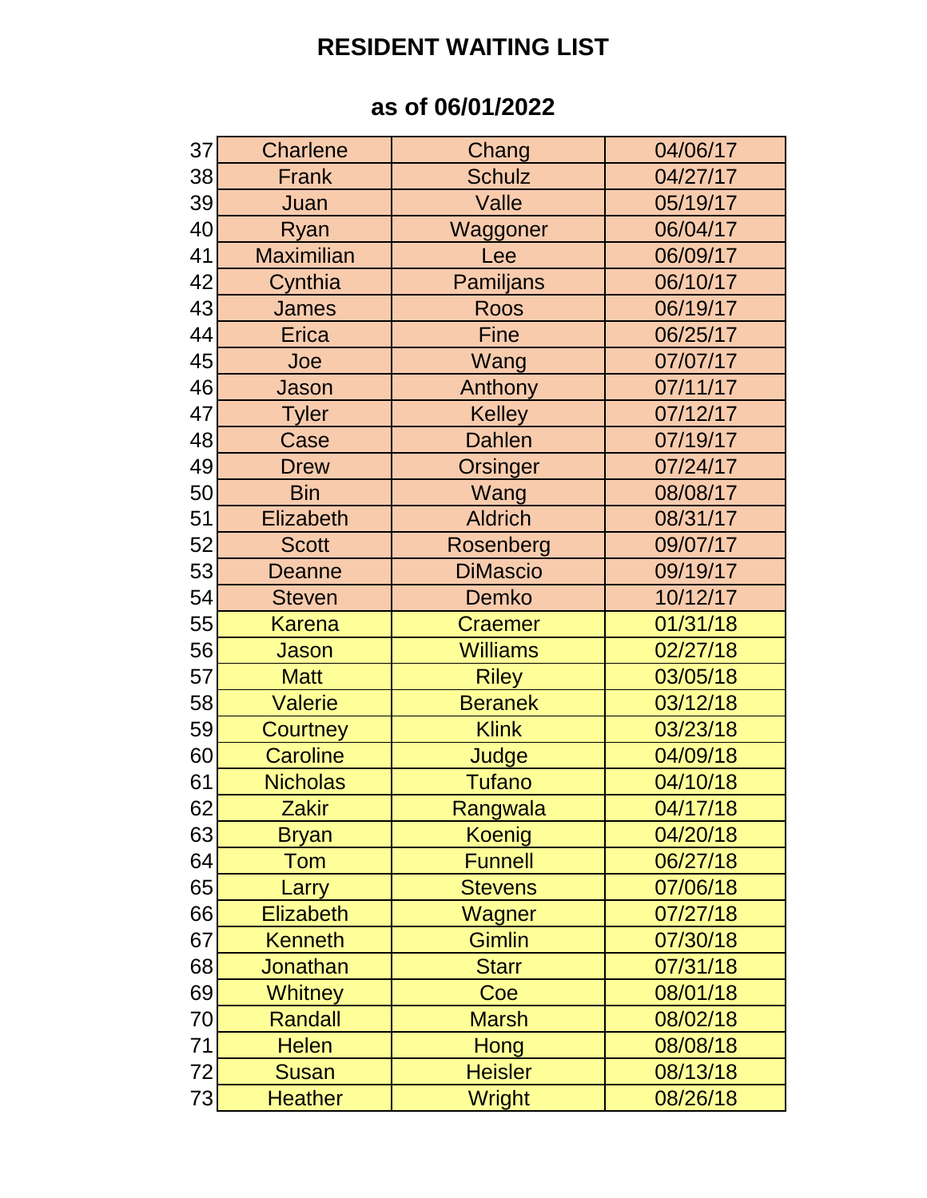# RESIDENT WAITING LIST

## as of 06/01/2022

| | | | |
|---|---|---|---|
| 37 | Charlene | Chang | 04/06/17 |
| 38 | Frank | Schulz | 04/27/17 |
| 39 | Juan | Valle | 05/19/17 |
| 40 | Ryan | Waggoner | 06/04/17 |
| 41 | Maximilian | Lee | 06/09/17 |
| 42 | Cynthia | Pamiljans | 06/10/17 |
| 43 | James | Roos | 06/19/17 |
| 44 | Erica | Fine | 06/25/17 |
| 45 | Joe | Wang | 07/07/17 |
| 46 | Jason | Anthony | 07/11/17 |
| 47 | Tyler | Kelley | 07/12/17 |
| 48 | Case | Dahlen | 07/19/17 |
| 49 | Drew | Orsinger | 07/24/17 |
| 50 | Bin | Wang | 08/08/17 |
| 51 | Elizabeth | Aldrich | 08/31/17 |
| 52 | Scott | Rosenberg | 09/07/17 |
| 53 | Deanne | DiMascio | 09/19/17 |
| 54 | Steven | Demko | 10/12/17 |
| 55 | Karena | Craemer | 01/31/18 |
| 56 | Jason | Williams | 02/27/18 |
| 57 | Matt | Riley | 03/05/18 |
| 58 | Valerie | Beranek | 03/12/18 |
| 59 | Courtney | Klink | 03/23/18 |
| 60 | Caroline | Judge | 04/09/18 |
| 61 | Nicholas | Tufano | 04/10/18 |
| 62 | Zakir | Rangwala | 04/17/18 |
| 63 | Bryan | Koenig | 04/20/18 |
| 64 | Tom | Funnell | 06/27/18 |
| 65 | Larry | Stevens | 07/06/18 |
| 66 | Elizabeth | Wagner | 07/27/18 |
| 67 | Kenneth | Gimlin | 07/30/18 |
| 68 | Jonathan | Starr | 07/31/18 |
| 69 | Whitney | Coe | 08/01/18 |
| 70 | Randall | Marsh | 08/02/18 |
| 71 | Helen | Hong | 08/08/18 |
| 72 | Susan | Heisler | 08/13/18 |
| 73 | Heather | Wright | 08/26/18 |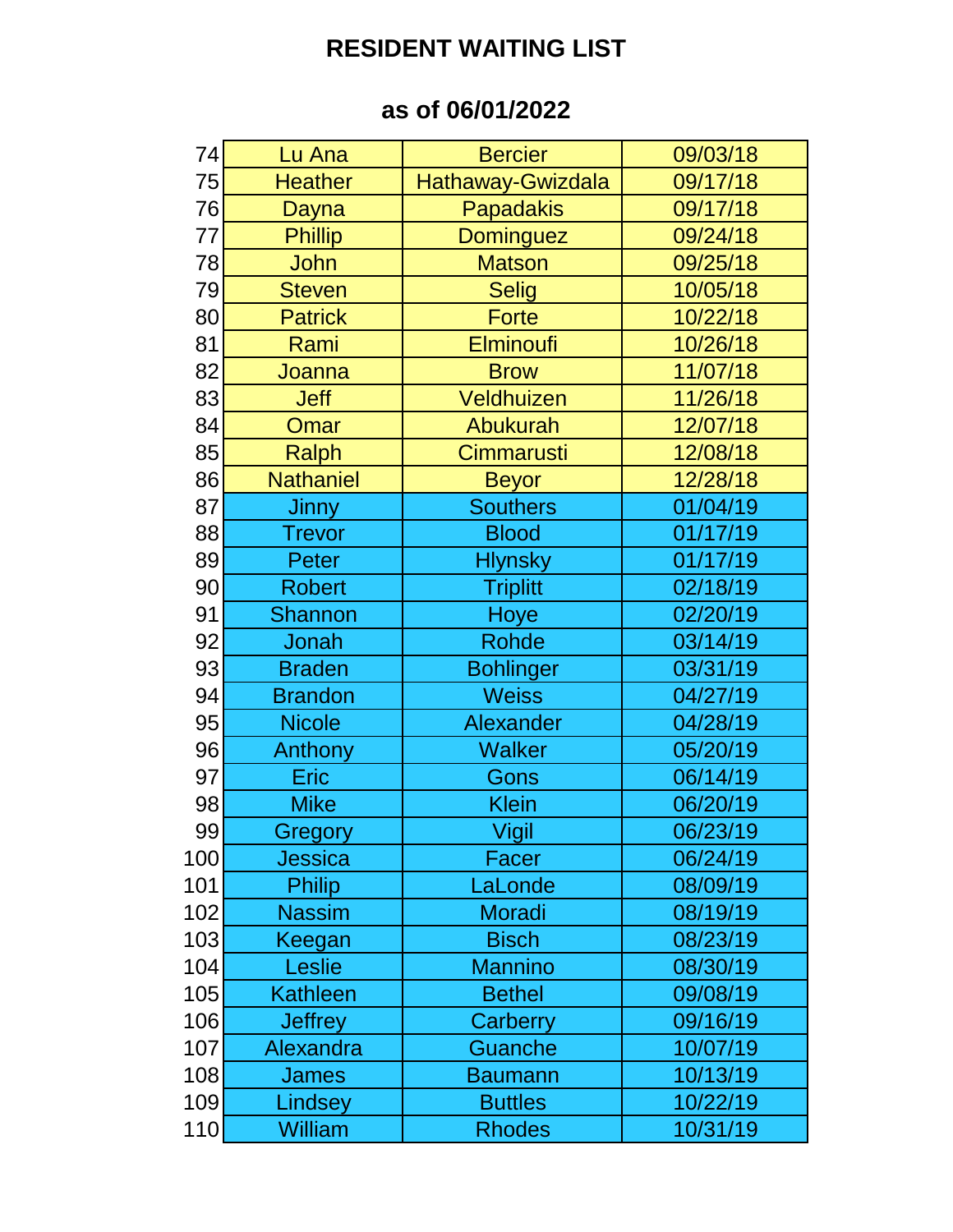# RESIDENT WAITING LIST

## as of 06/01/2022

| | | | |
|---|---|---|---|
| 74 | Lu Ana | Bercier | 09/03/18 |
| 75 | Heather | Hathaway-Gwizdala | 09/17/18 |
| 76 | Dayna | Papadakis | 09/17/18 |
| 77 | Phillip | Dominguez | 09/24/18 |
| 78 | John | Matson | 09/25/18 |
| 79 | Steven | Selig | 10/05/18 |
| 80 | Patrick | Forte | 10/22/18 |
| 81 | Rami | Elminoufi | 10/26/18 |
| 82 | Joanna | Brow | 11/07/18 |
| 83 | Jeff | Veldhuizen | 11/26/18 |
| 84 | Omar | Abukurah | 12/07/18 |
| 85 | Ralph | Cimmarusti | 12/08/18 |
| 86 | Nathaniel | Beyor | 12/28/18 |
| 87 | Jinny | Southers | 01/04/19 |
| 88 | Trevor | Blood | 01/17/19 |
| 89 | Peter | Hlynsky | 01/17/19 |
| 90 | Robert | Triplitt | 02/18/19 |
| 91 | Shannon | Hoye | 02/20/19 |
| 92 | Jonah | Rohde | 03/14/19 |
| 93 | Braden | Bohlinger | 03/31/19 |
| 94 | Brandon | Weiss | 04/27/19 |
| 95 | Nicole | Alexander | 04/28/19 |
| 96 | Anthony | Walker | 05/20/19 |
| 97 | Eric | Gons | 06/14/19 |
| 98 | Mike | Klein | 06/20/19 |
| 99 | Gregory | Vigil | 06/23/19 |
| 100 | Jessica | Facer | 06/24/19 |
| 101 | Philip | LaLonde | 08/09/19 |
| 102 | Nassim | Moradi | 08/19/19 |
| 103 | Keegan | Bisch | 08/23/19 |
| 104 | Leslie | Mannino | 08/30/19 |
| 105 | Kathleen | Bethel | 09/08/19 |
| 106 | Jeffrey | Carberry | 09/16/19 |
| 107 | Alexandra | Guanche | 10/07/19 |
| 108 | James | Baumann | 10/13/19 |
| 109 | Lindsey | Buttles | 10/22/19 |
| 110 | William | Rhodes | 10/31/19 |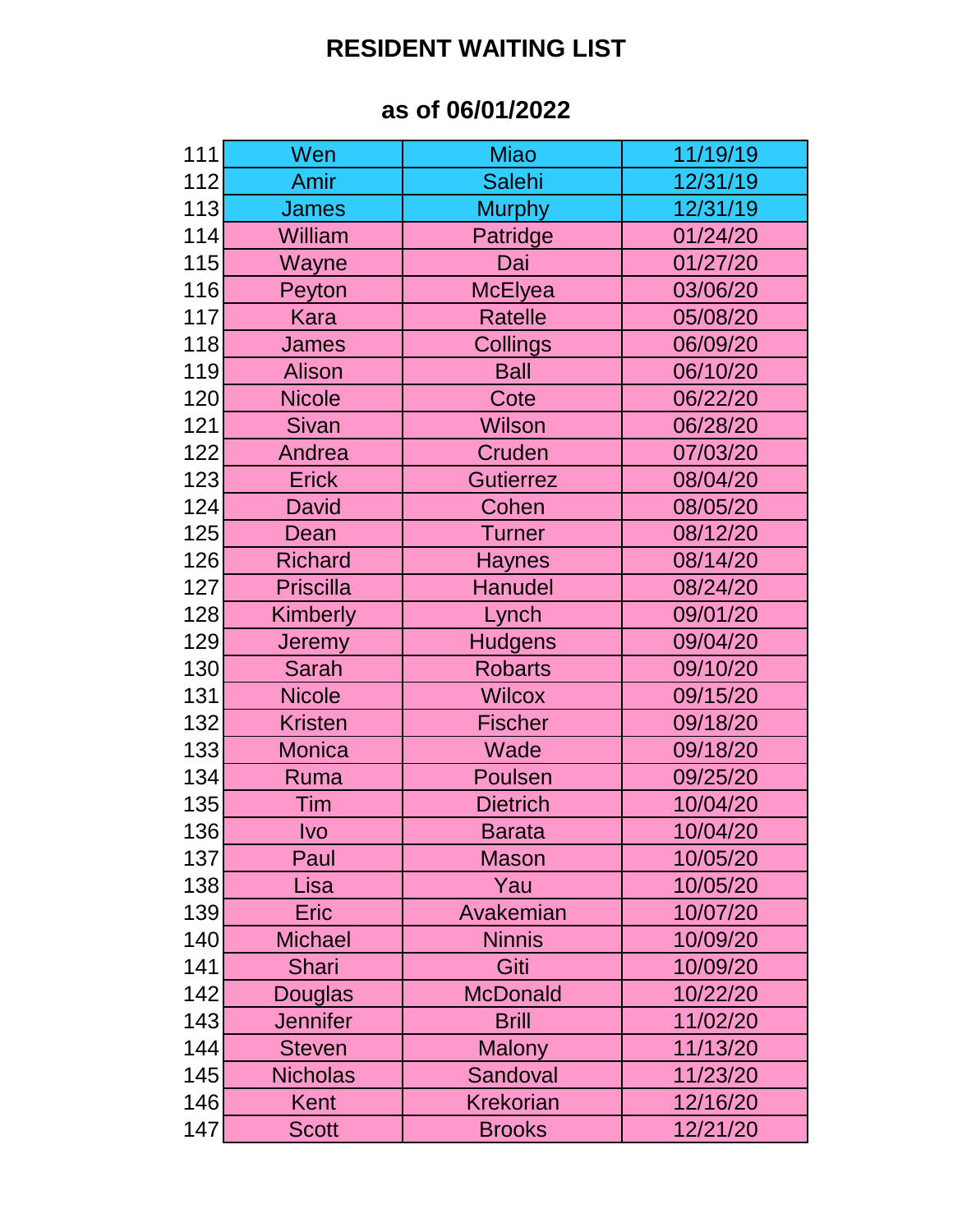## RESIDENT WAITING LIST

## as of 06/01/2022

| | | | |
|---|---|---|---|
| 111 | Wen | Miao | 11/19/19 |
| 112 | Amir | Salehi | 12/31/19 |
| 113 | James | Murphy | 12/31/19 |
| 114 | William | Patridge | 01/24/20 |
| 115 | Wayne | Dai | 01/27/20 |
| 116 | Peyton | McElyea | 03/06/20 |
| 117 | Kara | Ratelle | 05/08/20 |
| 118 | James | Collings | 06/09/20 |
| 119 | Alison | Ball | 06/10/20 |
| 120 | Nicole | Cote | 06/22/20 |
| 121 | Sivan | Wilson | 06/28/20 |
| 122 | Andrea | Cruden | 07/03/20 |
| 123 | Erick | Gutierrez | 08/04/20 |
| 124 | David | Cohen | 08/05/20 |
| 125 | Dean | Turner | 08/12/20 |
| 126 | Richard | Haynes | 08/14/20 |
| 127 | Priscilla | Hanudel | 08/24/20 |
| 128 | Kimberly | Lynch | 09/01/20 |
| 129 | Jeremy | Hudgens | 09/04/20 |
| 130 | Sarah | Robarts | 09/10/20 |
| 131 | Nicole | Wilcox | 09/15/20 |
| 132 | Kristen | Fischer | 09/18/20 |
| 133 | Monica | Wade | 09/18/20 |
| 134 | Ruma | Poulsen | 09/25/20 |
| 135 | Tim | Dietrich | 10/04/20 |
| 136 | Ivo | Barata | 10/04/20 |
| 137 | Paul | Mason | 10/05/20 |
| 138 | Lisa | Yau | 10/05/20 |
| 139 | Eric | Avakemian | 10/07/20 |
| 140 | Michael | Ninnis | 10/09/20 |
| 141 | Shari | Giti | 10/09/20 |
| 142 | Douglas | McDonald | 10/22/20 |
| 143 | Jennifer | Brill | 11/02/20 |
| 144 | Steven | Malony | 11/13/20 |
| 145 | Nicholas | Sandoval | 11/23/20 |
| 146 | Kent | Krekorian | 12/16/20 |
| 147 | Scott | Brooks | 12/21/20 |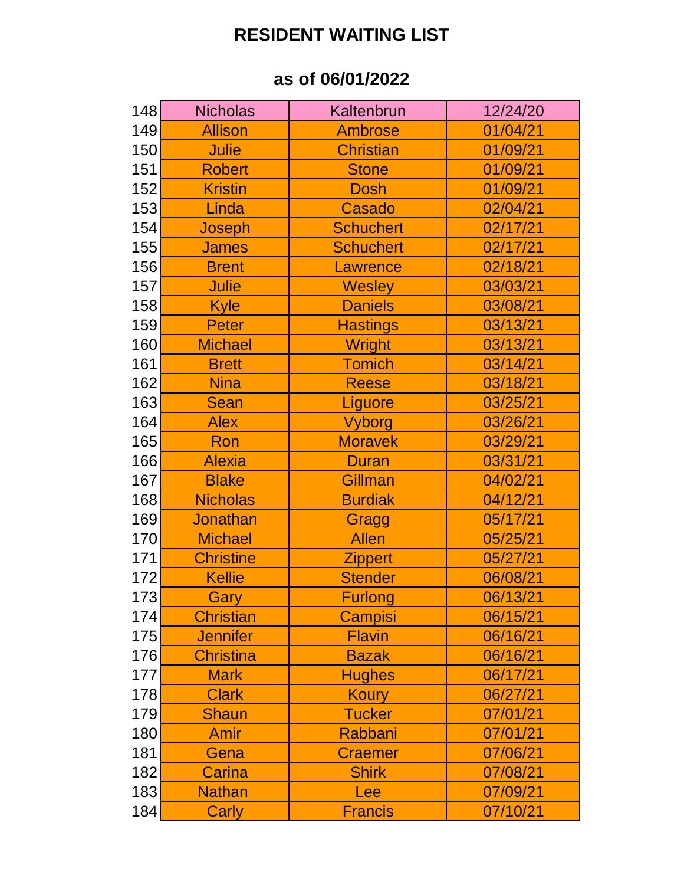# RESIDENT WAITING LIST

## as of 06/01/2022

| | | | |
|---|---|---|---|
| 148 | Nicholas | Kaltenbrun | 12/24/20 |
| 149 | Allison | Ambrose | 01/04/21 |
| 150 | Julie | Christian | 01/09/21 |
| 151 | Robert | Stone | 01/09/21 |
| 152 | Kristin | Dosh | 01/09/21 |
| 153 | Linda | Casado | 02/04/21 |
| 154 | Joseph | Schuchert | 02/17/21 |
| 155 | James | Schuchert | 02/17/21 |
| 156 | Brent | Lawrence | 02/18/21 |
| 157 | Julie | Wesley | 03/03/21 |
| 158 | Kyle | Daniels | 03/08/21 |
| 159 | Peter | Hastings | 03/13/21 |
| 160 | Michael | Wright | 03/13/21 |
| 161 | Brett | Tomich | 03/14/21 |
| 162 | Nina | Reese | 03/18/21 |
| 163 | Sean | Liguore | 03/25/21 |
| 164 | Alex | Vyborg | 03/26/21 |
| 165 | Ron | Moravek | 03/29/21 |
| 166 | Alexia | Duran | 03/31/21 |
| 167 | Blake | Gillman | 04/02/21 |
| 168 | Nicholas | Burdiak | 04/12/21 |
| 169 | Jonathan | Gragg | 05/17/21 |
| 170 | Michael | Allen | 05/25/21 |
| 171 | Christine | Zippert | 05/27/21 |
| 172 | Kellie | Stender | 06/08/21 |
| 173 | Gary | Furlong | 06/13/21 |
| 174 | Christian | Campisi | 06/15/21 |
| 175 | Jennifer | Flavin | 06/16/21 |
| 176 | Christina | Bazak | 06/16/21 |
| 177 | Mark | Hughes | 06/17/21 |
| 178 | Clark | Koury | 06/27/21 |
| 179 | Shaun | Tucker | 07/01/21 |
| 180 | Amir | Rabbani | 07/01/21 |
| 181 | Gena | Craemer | 07/06/21 |
| 182 | Carina | Shirk | 07/08/21 |
| 183 | Nathan | Lee | 07/09/21 |
| 184 | Carly | Francis | 07/10/21 |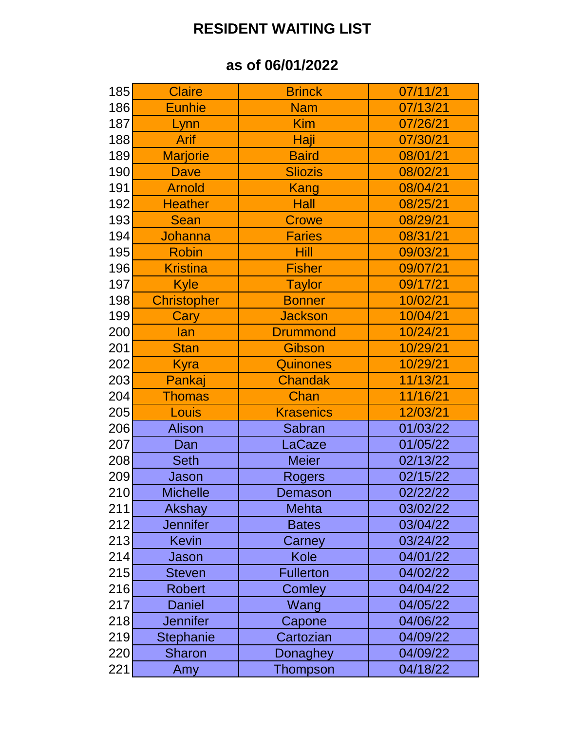# RESIDENT WAITING LIST

## as of 06/01/2022

| | | | |
|---|---|---|---|
| 185 | Claire | Brinck | 07/11/21 |
| 186 | Eunhie | Nam | 07/13/21 |
| 187 | Lynn | Kim | 07/26/21 |
| 188 | Arif | Haji | 07/30/21 |
| 189 | Marjorie | Baird | 08/01/21 |
| 190 | Dave | Sliozis | 08/02/21 |
| 191 | Arnold | Kang | 08/04/21 |
| 192 | Heather | Hall | 08/25/21 |
| 193 | Sean | Crowe | 08/29/21 |
| 194 | Johanna | Faries | 08/31/21 |
| 195 | Robin | Hill | 09/03/21 |
| 196 | Kristina | Fisher | 09/07/21 |
| 197 | Kyle | Taylor | 09/17/21 |
| 198 | Christopher | Bonner | 10/02/21 |
| 199 | Cary | Jackson | 10/04/21 |
| 200 | Ian | Drummond | 10/24/21 |
| 201 | Stan | Gibson | 10/29/21 |
| 202 | Kyra | Quinones | 10/29/21 |
| 203 | Pankaj | Chandak | 11/13/21 |
| 204 | Thomas | Chan | 11/16/21 |
| 205 | Louis | Krasenics | 12/03/21 |
| 206 | Alison | Sabran | 01/03/22 |
| 207 | Dan | LaCaze | 01/05/22 |
| 208 | Seth | Meier | 02/13/22 |
| 209 | Jason | Rogers | 02/15/22 |
| 210 | Michelle | Demason | 02/22/22 |
| 211 | Akshay | Mehta | 03/02/22 |
| 212 | Jennifer | Bates | 03/04/22 |
| 213 | Kevin | Carney | 03/24/22 |
| 214 | Jason | Kole | 04/01/22 |
| 215 | Steven | Fullerton | 04/02/22 |
| 216 | Robert | Comley | 04/04/22 |
| 217 | Daniel | Wang | 04/05/22 |
| 218 | Jennifer | Capone | 04/06/22 |
| 219 | Stephanie | Cartozian | 04/09/22 |
| 220 | Sharon | Donaghey | 04/09/22 |
| 221 | Amy | Thompson | 04/18/22 |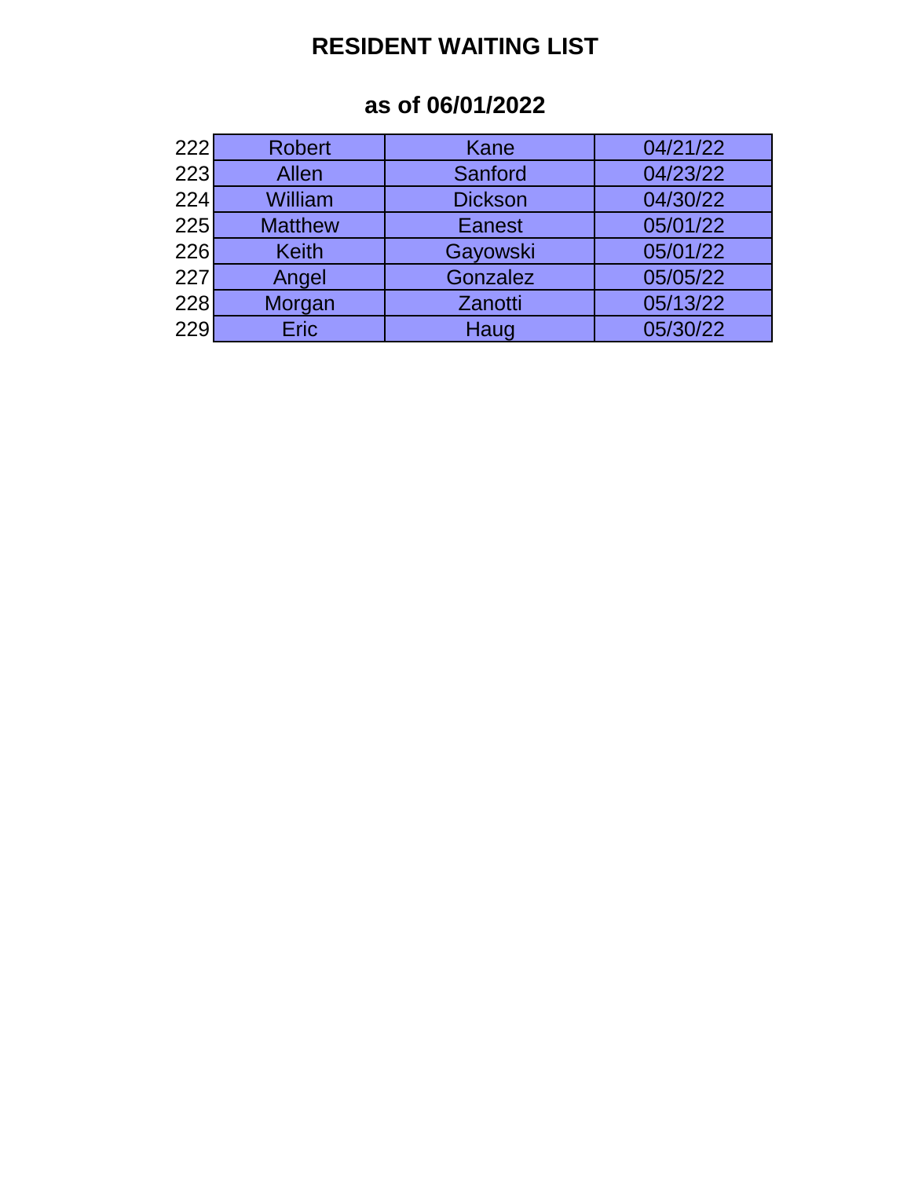# RESIDENT WAITING LIST

## as of 06/01/2022

| | | | |
|---|---|---|---|
| 222 | Robert | Kane | 04/21/22 |
| 223 | Allen | Sanford | 04/23/22 |
| 224 | William | Dickson | 04/30/22 |
| 225 | Matthew | Eanest | 05/01/22 |
| 226 | Keith | Gayowski | 05/01/22 |
| 227 | Angel | Gonzalez | 05/05/22 |
| 228 | Morgan | Zanotti | 05/13/22 |
| 229 | Eric | Haug | 05/30/22 |